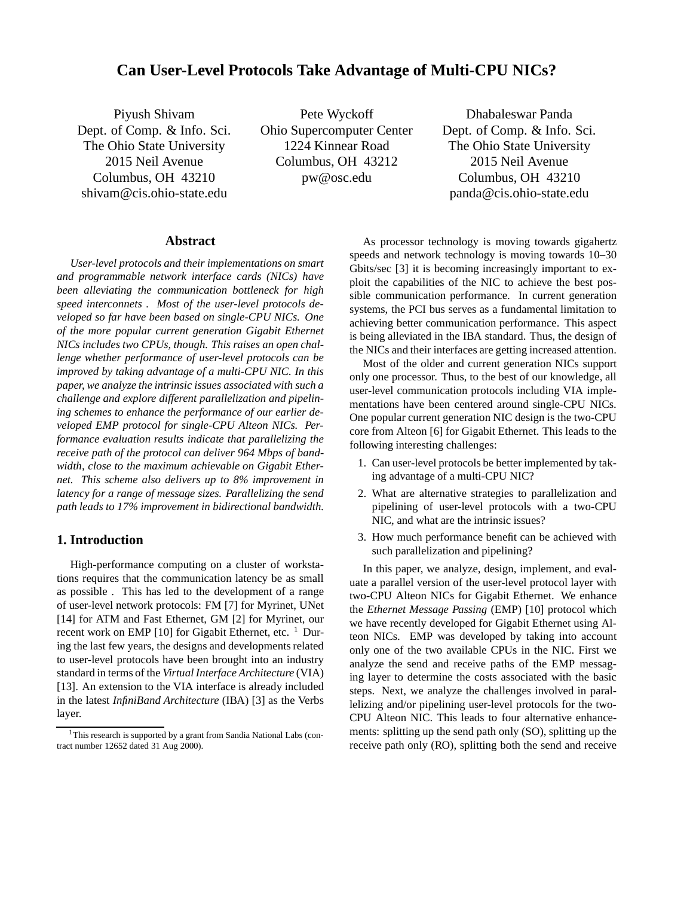# Can User-Level Protocols Take Advantage of Multi-CPU NICs?

Piyush Shivam
Dept. of Comp. & Info. Sci.
The Ohio State University
2015 Neil Avenue
Columbus, OH 43210
shivam@cis.ohio-state.edu

Pete Wyckoff
Ohio Supercomputer Center
1224 Kinnear Road
Columbus, OH 43212
pw@osc.edu

Dhabaleswar Panda
Dept. of Comp. & Info. Sci.
The Ohio State University
2015 Neil Avenue
Columbus, OH 43210
panda@cis.ohio-state.edu

## Abstract

*User-level protocols and their implementations on smart and programmable network interface cards (NICs) have been alleviating the communication bottleneck for high speed interconnets . Most of the user-level protocols developed so far have been based on single-CPU NICs. One of the more popular current generation Gigabit Ethernet NICs includes two CPUs, though. This raises an open challenge whether performance of user-level protocols can be improved by taking advantage of a multi-CPU NIC. In this paper, we analyze the intrinsic issues associated with such a challenge and explore different parallelization and pipelining schemes to enhance the performance of our earlier developed EMP protocol for single-CPU Alteon NICs. Performance evaluation results indicate that parallelizing the receive path of the protocol can deliver 964 Mbps of bandwidth, close to the maximum achievable on Gigabit Ethernet. This scheme also delivers up to 8% improvement in latency for a range of message sizes. Parallelizing the send path leads to 17% improvement in bidirectional bandwidth.*

## 1. Introduction

High-performance computing on a cluster of workstations requires that the communication latency be as small as possible . This has led to the development of a range of user-level network protocols: FM [7] for Myrinet, UNet [14] for ATM and Fast Ethernet, GM [2] for Myrinet, our recent work on EMP [10] for Gigabit Ethernet, etc. [1] During the last few years, the designs and developments related to user-level protocols have been brought into an industry standard in terms of the *Virtual Interface Architecture* (VIA) [13]. An extension to the VIA interface is already included in the latest *InfiniBand Architecture* (IBA) [3] as the Verbs layer.

[1] This research is supported by a grant from Sandia National Labs (contract number 12652 dated 31 Aug 2000).

As processor technology is moving towards gigahertz speeds and network technology is moving towards 10–30 Gbits/sec [3] it is becoming increasingly important to exploit the capabilities of the NIC to achieve the best possible communication performance. In current generation systems, the PCI bus serves as a fundamental limitation to achieving better communication performance. This aspect is being alleviated in the IBA standard. Thus, the design of the NICs and their interfaces are getting increased attention.

Most of the older and current generation NICs support only one processor. Thus, to the best of our knowledge, all user-level communication protocols including VIA implementations have been centered around single-CPU NICs. One popular current generation NIC design is the two-CPU core from Alteon [6] for Gigabit Ethernet. This leads to the following interesting challenges:

1. Can user-level protocols be better implemented by taking advantage of a multi-CPU NIC?
2. What are alternative strategies to parallelization and pipelining of user-level protocols with a two-CPU NIC, and what are the intrinsic issues?
3. How much performance benefit can be achieved with such parallelization and pipelining?

In this paper, we analyze, design, implement, and evaluate a parallel version of the user-level protocol layer with two-CPU Alteon NICs for Gigabit Ethernet. We enhance the *Ethernet Message Passing* (EMP) [10] protocol which we have recently developed for Gigabit Ethernet using Alteon NICs. EMP was developed by taking into account only one of the two available CPUs in the NIC. First we analyze the send and receive paths of the EMP messaging layer to determine the costs associated with the basic steps. Next, we analyze the challenges involved in parallelizing and/or pipelining user-level protocols for the two-CPU Alteon NIC. This leads to four alternative enhancements: splitting up the send path only (SO), splitting up the receive path only (RO), splitting both the send and receive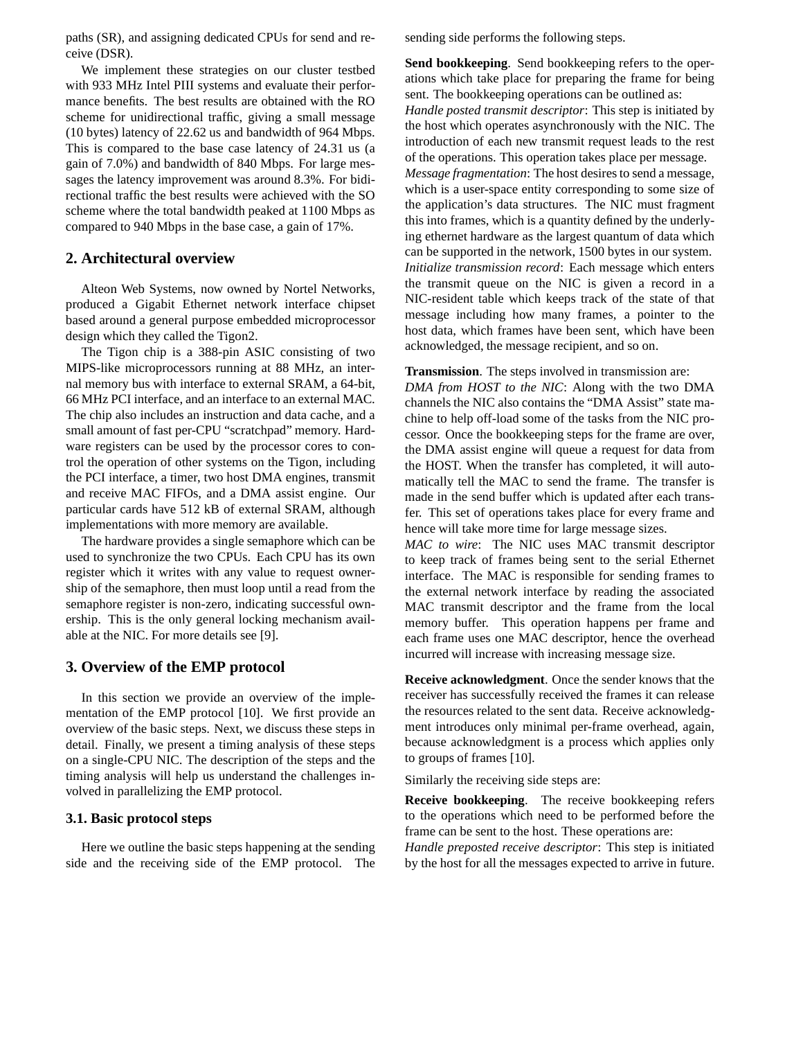paths (SR), and assigning dedicated CPUs for send and receive (DSR).

We implement these strategies on our cluster testbed with 933 MHz Intel PIII systems and evaluate their performance benefits. The best results are obtained with the RO scheme for unidirectional traffic, giving a small message (10 bytes) latency of 22.62 us and bandwidth of 964 Mbps. This is compared to the base case latency of 24.31 us (a gain of 7.0%) and bandwidth of 840 Mbps. For large messages the latency improvement was around 8.3%. For bidirectional traffic the best results were achieved with the SO scheme where the total bandwidth peaked at 1100 Mbps as compared to 940 Mbps in the base case, a gain of 17%.

## 2. Architectural overview

Alteon Web Systems, now owned by Nortel Networks, produced a Gigabit Ethernet network interface chipset based around a general purpose embedded microprocessor design which they called the Tigon2.

The Tigon chip is a 388-pin ASIC consisting of two MIPS-like microprocessors running at 88 MHz, an internal memory bus with interface to external SRAM, a 64-bit, 66 MHz PCI interface, and an interface to an external MAC. The chip also includes an instruction and data cache, and a small amount of fast per-CPU "scratchpad" memory. Hardware registers can be used by the processor cores to control the operation of other systems on the Tigon, including the PCI interface, a timer, two host DMA engines, transmit and receive MAC FIFOs, and a DMA assist engine. Our particular cards have 512 kB of external SRAM, although implementations with more memory are available.

The hardware provides a single semaphore which can be used to synchronize the two CPUs. Each CPU has its own register which it writes with any value to request ownership of the semaphore, then must loop until a read from the semaphore register is non-zero, indicating successful ownership. This is the only general locking mechanism available at the NIC. For more details see [9].

## 3. Overview of the EMP protocol

In this section we provide an overview of the implementation of the EMP protocol [10]. We first provide an overview of the basic steps. Next, we discuss these steps in detail. Finally, we present a timing analysis of these steps on a single-CPU NIC. The description of the steps and the timing analysis will help us understand the challenges involved in parallelizing the EMP protocol.

### 3.1. Basic protocol steps

Here we outline the basic steps happening at the sending side and the receiving side of the EMP protocol. The sending side performs the following steps.

**Send bookkeeping**. Send bookkeeping refers to the operations which take place for preparing the frame for being sent. The bookkeeping operations can be outlined as:
*Handle posted transmit descriptor*: This step is initiated by the host which operates asynchronously with the NIC. The introduction of each new transmit request leads to the rest of the operations. This operation takes place per message.
*Message fragmentation*: The host desires to send a message, which is a user-space entity corresponding to some size of the application's data structures. The NIC must fragment this into frames, which is a quantity defined by the underlying ethernet hardware as the largest quantum of data which can be supported in the network, 1500 bytes in our system.
*Initialize transmission record*: Each message which enters the transmit queue on the NIC is given a record in a NIC-resident table which keeps track of the state of that message including how many frames, a pointer to the host data, which frames have been sent, which have been acknowledged, the message recipient, and so on.

**Transmission**. The steps involved in transmission are:
*DMA from HOST to the NIC*: Along with the two DMA channels the NIC also contains the "DMA Assist" state machine to help off-load some of the tasks from the NIC processor. Once the bookkeeping steps for the frame are over, the DMA assist engine will queue a request for data from the HOST. When the transfer has completed, it will automatically tell the MAC to send the frame. The transfer is made in the send buffer which is updated after each transfer. This set of operations takes place for every frame and hence will take more time for large message sizes.
*MAC to wire*: The NIC uses MAC transmit descriptor to keep track of frames being sent to the serial Ethernet interface. The MAC is responsible for sending frames to the external network interface by reading the associated MAC transmit descriptor and the frame from the local memory buffer. This operation happens per frame and each frame uses one MAC descriptor, hence the overhead incurred will increase with increasing message size.

**Receive acknowledgment**. Once the sender knows that the receiver has successfully received the frames it can release the resources related to the sent data. Receive acknowledgment introduces only minimal per-frame overhead, again, because acknowledgment is a process which applies only to groups of frames [10].

Similarly the receiving side steps are:

**Receive bookkeeping**. The receive bookkeeping refers to the operations which need to be performed before the frame can be sent to the host. These operations are:
*Handle preposted receive descriptor*: This step is initiated by the host for all the messages expected to arrive in future.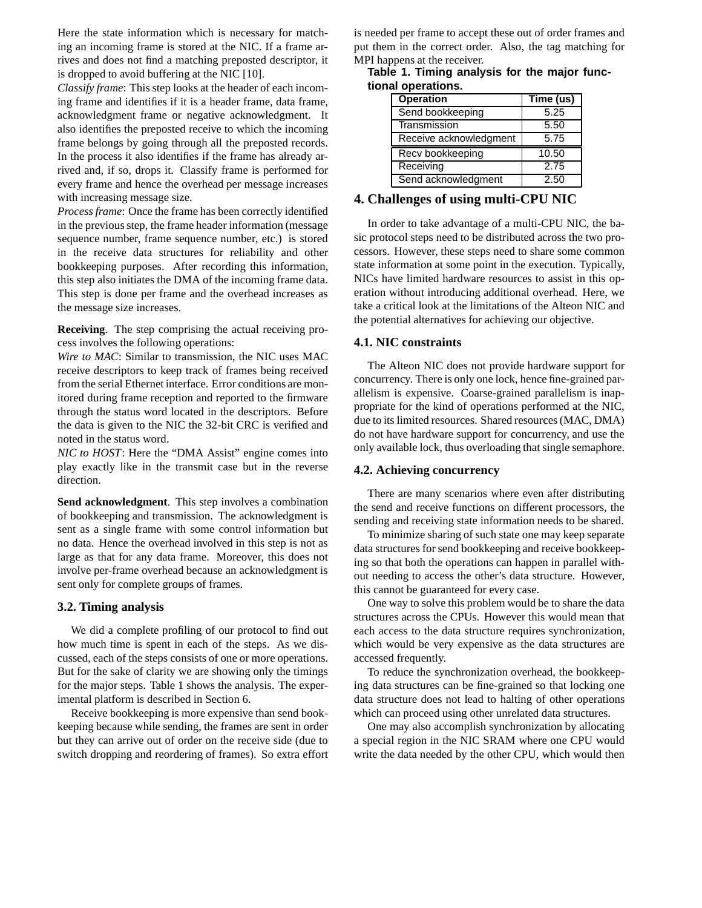Here the state information which is necessary for matching an incoming frame is stored at the NIC. If a frame arrives and does not find a matching preposted descriptor, it is dropped to avoid buffering at the NIC [10].

*Classify frame*: This step looks at the header of each incoming frame and identifies if it is a header frame, data frame, acknowledgment frame or negative acknowledgment. It also identifies the preposted receive to which the incoming frame belongs by going through all the preposted records. In the process it also identifies if the frame has already arrived and, if so, drops it. Classify frame is performed for every frame and hence the overhead per message increases with increasing message size.

*Process frame*: Once the frame has been correctly identified in the previous step, the frame header information (message sequence number, frame sequence number, etc.) is stored in the receive data structures for reliability and other bookkeeping purposes. After recording this information, this step also initiates the DMA of the incoming frame data. This step is done per frame and the overhead increases as the message size increases.

**Receiving**. The step comprising the actual receiving process involves the following operations:

*Wire to MAC*: Similar to transmission, the NIC uses MAC receive descriptors to keep track of frames being received from the serial Ethernet interface. Error conditions are monitored during frame reception and reported to the firmware through the status word located in the descriptors. Before the data is given to the NIC the 32-bit CRC is verified and noted in the status word.

*NIC to HOST*: Here the "DMA Assist" engine comes into play exactly like in the transmit case but in the reverse direction.

**Send acknowledgment**. This step involves a combination of bookkeeping and transmission. The acknowledgment is sent as a single frame with some control information but no data. Hence the overhead involved in this step is not as large as that for any data frame. Moreover, this does not involve per-frame overhead because an acknowledgment is sent only for complete groups of frames.

### 3.2. Timing analysis

We did a complete profiling of our protocol to find out how much time is spent in each of the steps. As we discussed, each of the steps consists of one or more operations. But for the sake of clarity we are showing only the timings for the major steps. Table 1 shows the analysis. The experimental platform is described in Section 6.

Receive bookkeeping is more expensive than send bookkeeping because while sending, the frames are sent in order but they can arrive out of order on the receive side (due to switch dropping and reordering of frames). So extra effort is needed per frame to accept these out of order frames and put them in the correct order. Also, the tag matching for MPI happens at the receiver.

**Table 1. Timing analysis for the major functional operations.**

| Operation | Time (us) |
|---|---|
| Send bookkeeping | 5.25 |
| Transmission | 5.50 |
| Receive acknowledgment | 5.75 |
| Recv bookkeeping | 10.50 |
| Receiving | 2.75 |
| Send acknowledgment | 2.50 |

## 4. Challenges of using multi-CPU NIC

In order to take advantage of a multi-CPU NIC, the basic protocol steps need to be distributed across the two processors. However, these steps need to share some common state information at some point in the execution. Typically, NICs have limited hardware resources to assist in this operation without introducing additional overhead. Here, we take a critical look at the limitations of the Alteon NIC and the potential alternatives for achieving our objective.

### 4.1. NIC constraints

The Alteon NIC does not provide hardware support for concurrency. There is only one lock, hence fine-grained parallelism is expensive. Coarse-grained parallelism is inappropriate for the kind of operations performed at the NIC, due to its limited resources. Shared resources (MAC, DMA) do not have hardware support for concurrency, and use the only available lock, thus overloading that single semaphore.

### 4.2. Achieving concurrency

There are many scenarios where even after distributing the send and receive functions on different processors, the sending and receiving state information needs to be shared.

To minimize sharing of such state one may keep separate data structures for send bookkeeping and receive bookkeeping so that both the operations can happen in parallel without needing to access the other's data structure. However, this cannot be guaranteed for every case.

One way to solve this problem would be to share the data structures across the CPUs. However this would mean that each access to the data structure requires synchronization, which would be very expensive as the data structures are accessed frequently.

To reduce the synchronization overhead, the bookkeeping data structures can be fine-grained so that locking one data structure does not lead to halting of other operations which can proceed using other unrelated data structures.

One may also accomplish synchronization by allocating a special region in the NIC SRAM where one CPU would write the data needed by the other CPU, which would then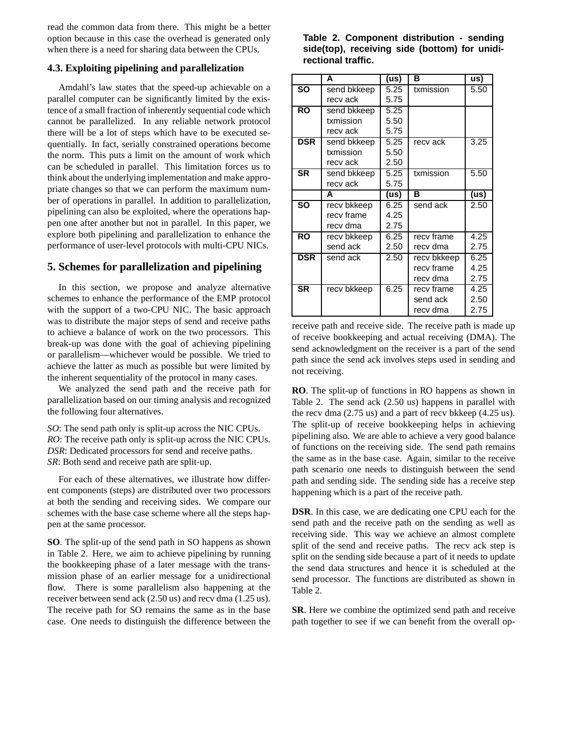read the common data from there. This might be a better option because in this case the overhead is generated only when there is a need for sharing data between the CPUs.

### 4.3. Exploiting pipelining and parallelization

Amdahl's law states that the speed-up achievable on a parallel computer can be significantly limited by the existence of a small fraction of inherently sequential code which cannot be parallelized. In any reliable network protocol there will be a lot of steps which have to be executed sequentially. In fact, serially constrained operations become the norm. This puts a limit on the amount of work which can be scheduled in parallel. This limitation forces us to think about the underlying implementation and make appropriate changes so that we can perform the maximum number of operations in parallel. In addition to parallelization, pipelining can also be exploited, where the operations happen one after another but not in parallel. In this paper, we explore both pipelining and parallelization to enhance the performance of user-level protocols with multi-CPU NICs.

## 5. Schemes for parallelization and pipelining

In this section, we propose and analyze alternative schemes to enhance the performance of the EMP protocol with the support of a two-CPU NIC. The basic approach was to distribute the major steps of send and receive paths to achieve a balance of work on the two processors. This break-up was done with the goal of achieving pipelining or parallelism—whichever would be possible. We tried to achieve the latter as much as possible but were limited by the inherent sequentiality of the protocol in many cases.

We analyzed the send path and the receive path for parallelization based on our timing analysis and recognized the following four alternatives.

*SO*: The send path only is split-up across the NIC CPUs.
*RO*: The receive path only is split-up across the NIC CPUs.
*DSR*: Dedicated processors for send and receive paths.
*SR*: Both send and receive path are split-up.

For each of these alternatives, we illustrate how different components (steps) are distributed over two processors at both the sending and receiving sides. We compare our schemes with the base case scheme where all the steps happen at the same processor.

**SO**. The split-up of the send path in SO happens as shown in Table 2. Here, we aim to achieve pipelining by running the bookkeeping phase of a later message with the transmission phase of an earlier message for a unidirectional flow. There is some parallelism also happening at the receiver between send ack (2.50 us) and recv dma (1.25 us). The receive path for SO remains the same as in the base case. One needs to distinguish the difference between the receive path and receive side. The receive path is made up of receive bookkeeping and actual receiving (DMA). The send acknowledgment on the receiver is a part of the send path since the send ack involves steps used in sending and not receiving.

**Table 2. Component distribution - sending side(top), receiving side (bottom) for unidirectional traffic.**

| | A | (us) | B | us) |
|---|---|---|---|---|
| **SO** | send bkkeep<br>recv ack | 5.25<br>5.75 | txmission | 5.50 |
| **RO** | send bkkeep<br>txmission<br>recv ack | 5.25<br>5.50<br>5.75 | | |
| **DSR** | send bkkeep<br>txmission<br>recv ack | 5.25<br>5.50<br>2.50 | recv ack | 3.25 |
| **SR** | send bkkeep<br>recv ack | 5.25<br>5.75 | txmission | 5.50 |
| | **A** | **(us)** | **B** | **(us)** |
| **SO** | recv bkkeep<br>recv frame<br>recv dma | 6.25<br>4.25<br>2.75 | send ack | 2.50 |
| **RO** | recv bkkeep<br>send ack | 6.25<br>2.50 | recv frame<br>recv dma | 4.25<br>2.75 |
| **DSR** | send ack | 2.50 | recv bkkeep<br>recv frame<br>recv dma | 6.25<br>4.25<br>2.75 |
| **SR** | recv bkkeep | 6.25 | recv frame<br>send ack<br>recv dma | 4.25<br>2.50<br>2.75 |

**RO**. The split-up of functions in RO happens as shown in Table 2. The send ack (2.50 us) happens in parallel with the recv dma (2.75 us) and a part of recv bkkeep (4.25 us). The split-up of receive bookkeeping helps in achieving pipelining also. We are able to achieve a very good balance of functions on the receiving side. The send path remains the same as in the base case. Again, similar to the receive path scenario one needs to distinguish between the send path and sending side. The sending side has a receive step happening which is a part of the receive path.

**DSR**. In this case, we are dedicating one CPU each for the send path and the receive path on the sending as well as receiving side. This way we achieve an almost complete split of the send and receive paths. The recv ack step is split on the sending side because a part of it needs to update the send data structures and hence it is scheduled at the send processor. The functions are distributed as shown in Table 2.

**SR**. Here we combine the optimized send path and receive path together to see if we can benefit from the overall op-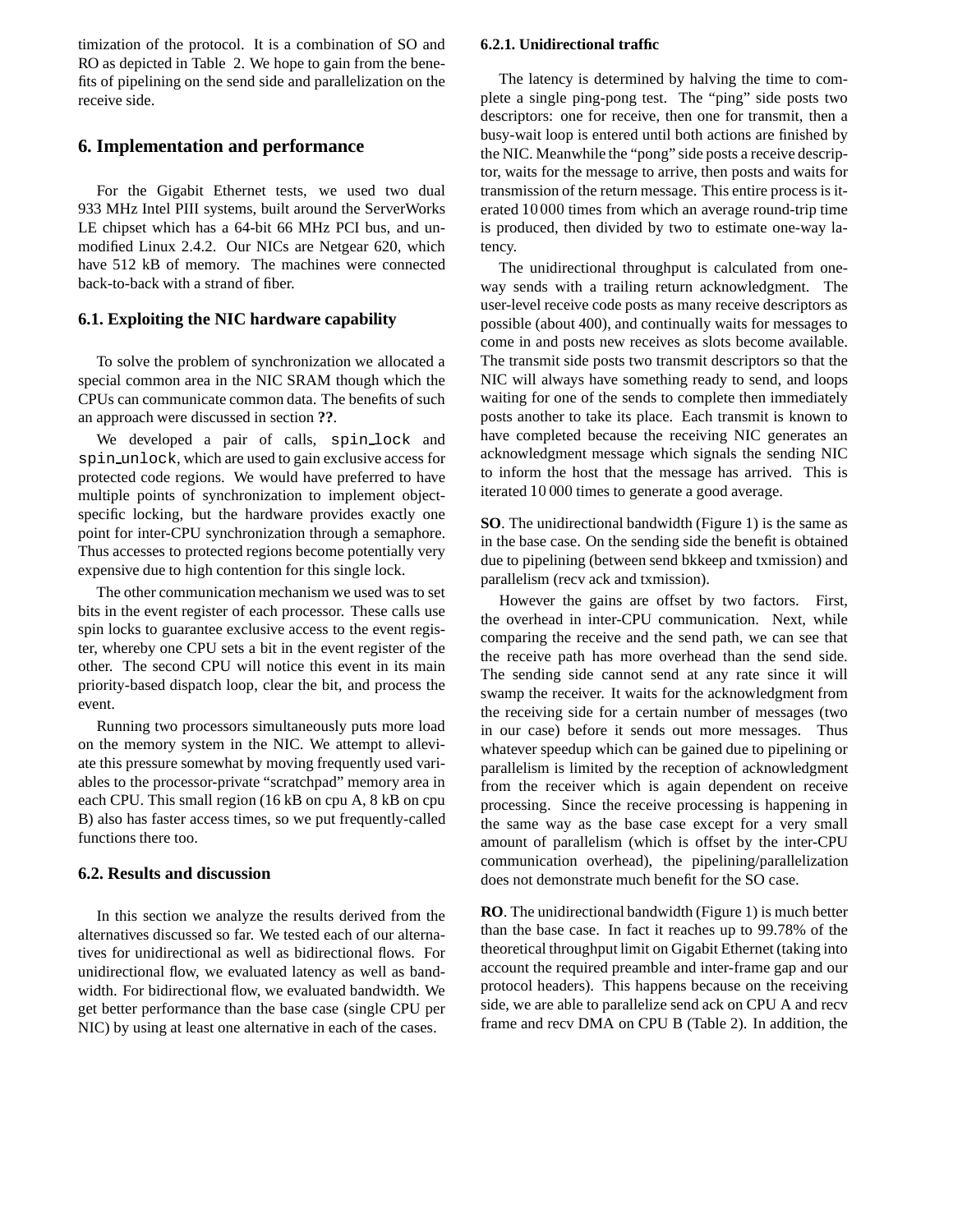timization of the protocol. It is a combination of SO and RO as depicted in Table 2. We hope to gain from the benefits of pipelining on the send side and parallelization on the receive side.

## 6. Implementation and performance

For the Gigabit Ethernet tests, we used two dual 933 MHz Intel PIII systems, built around the ServerWorks LE chipset which has a 64-bit 66 MHz PCI bus, and unmodified Linux 2.4.2. Our NICs are Netgear 620, which have 512 kB of memory. The machines were connected back-to-back with a strand of fiber.

### 6.1. Exploiting the NIC hardware capability

To solve the problem of synchronization we allocated a special common area in the NIC SRAM though which the CPUs can communicate common data. The benefits of such an approach were discussed in section **??**.

We developed a pair of calls, `spin_lock` and `spin_unlock`, which are used to gain exclusive access for protected code regions. We would have preferred to have multiple points of synchronization to implement object-specific locking, but the hardware provides exactly one point for inter-CPU synchronization through a semaphore. Thus accesses to protected regions become potentially very expensive due to high contention for this single lock.

The other communication mechanism we used was to set bits in the event register of each processor. These calls use spin locks to guarantee exclusive access to the event register, whereby one CPU sets a bit in the event register of the other. The second CPU will notice this event in its main priority-based dispatch loop, clear the bit, and process the event.

Running two processors simultaneously puts more load on the memory system in the NIC. We attempt to alleviate this pressure somewhat by moving frequently used variables to the processor-private "scratchpad" memory area in each CPU. This small region (16 kB on cpu A, 8 kB on cpu B) also has faster access times, so we put frequently-called functions there too.

### 6.2. Results and discussion

In this section we analyze the results derived from the alternatives discussed so far. We tested each of our alternatives for unidirectional as well as bidirectional flows. For unidirectional flow, we evaluated latency as well as bandwidth. For bidirectional flow, we evaluated bandwidth. We get better performance than the base case (single CPU per NIC) by using at least one alternative in each of the cases.

#### 6.2.1. Unidirectional traffic

The latency is determined by halving the time to complete a single ping-pong test. The "ping" side posts two descriptors: one for receive, then one for transmit, then a busy-wait loop is entered until both actions are finished by the NIC. Meanwhile the "pong" side posts a receive descriptor, waits for the message to arrive, then posts and waits for transmission of the return message. This entire process is iterated 10 000 times from which an average round-trip time is produced, then divided by two to estimate one-way latency.

The unidirectional throughput is calculated from one-way sends with a trailing return acknowledgment. The user-level receive code posts as many receive descriptors as possible (about 400), and continually waits for messages to come in and posts new receives as slots become available. The transmit side posts two transmit descriptors so that the NIC will always have something ready to send, and loops waiting for one of the sends to complete then immediately posts another to take its place. Each transmit is known to have completed because the receiving NIC generates an acknowledgment message which signals the sending NIC to inform the host that the message has arrived. This is iterated 10 000 times to generate a good average.

**SO**. The unidirectional bandwidth (Figure 1) is the same as in the base case. On the sending side the benefit is obtained due to pipelining (between send bkkeep and txmission) and parallelism (recv ack and txmission).

However the gains are offset by two factors. First, the overhead in inter-CPU communication. Next, while comparing the receive and the send path, we can see that the receive path has more overhead than the send side. The sending side cannot send at any rate since it will swamp the receiver. It waits for the acknowledgment from the receiving side for a certain number of messages (two in our case) before it sends out more messages. Thus whatever speedup which can be gained due to pipelining or parallelism is limited by the reception of acknowledgment from the receiver which is again dependent on receive processing. Since the receive processing is happening in the same way as the base case except for a very small amount of parallelism (which is offset by the inter-CPU communication overhead), the pipelining/parallelization does not demonstrate much benefit for the SO case.

**RO**. The unidirectional bandwidth (Figure 1) is much better than the base case. In fact it reaches up to 99.78% of the theoretical throughput limit on Gigabit Ethernet (taking into account the required preamble and inter-frame gap and our protocol headers). This happens because on the receiving side, we are able to parallelize send ack on CPU A and recv frame and recv DMA on CPU B (Table 2). In addition, the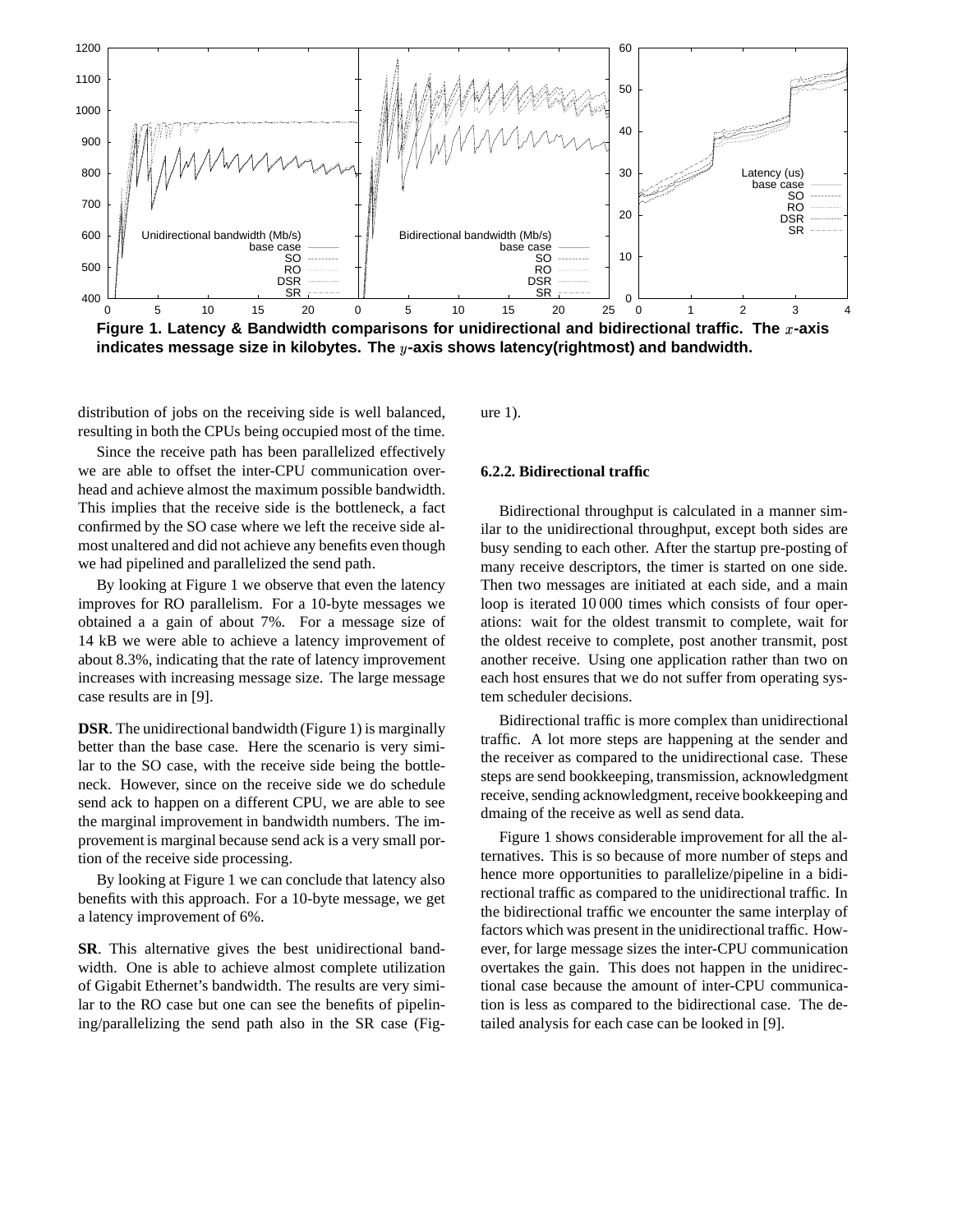Figure 1. Latency & Bandwidth comparisons for unidirectional and bidirectional traffic. The $x$-axis indicates message size in kilobytes. The $y$-axis shows latency(rightmost) and bandwidth.

distribution of jobs on the receiving side is well balanced, resulting in both the CPUs being occupied most of the time.

Since the receive path has been parallelized effectively we are able to offset the inter-CPU communication overhead and achieve almost the maximum possible bandwidth. This implies that the receive side is the bottleneck, a fact confirmed by the SO case where we left the receive side almost unaltered and did not achieve any benefits even though we had pipelined and parallelized the send path.

By looking at Figure 1 we observe that even the latency improves for RO parallelism. For a 10-byte messages we obtained a a gain of about 7%. For a message size of 14 kB we were able to achieve a latency improvement of about 8.3%, indicating that the rate of latency improvement increases with increasing message size. The large message case results are in [9].

**DSR**. The unidirectional bandwidth (Figure 1) is marginally better than the base case. Here the scenario is very similar to the SO case, with the receive side being the bottleneck. However, since on the receive side we do schedule send ack to happen on a different CPU, we are able to see the marginal improvement in bandwidth numbers. The improvement is marginal because send ack is a very small portion of the receive side processing.

By looking at Figure 1 we can conclude that latency also benefits with this approach. For a 10-byte message, we get a latency improvement of 6%.

**SR**. This alternative gives the best unidirectional bandwidth. One is able to achieve almost complete utilization of Gigabit Ethernet's bandwidth. The results are very similar to the RO case but one can see the benefits of pipelining/parallelizing the send path also in the SR case (Figure 1).

#### 6.2.2. Bidirectional traffic

Bidirectional throughput is calculated in a manner similar to the unidirectional throughput, except both sides are busy sending to each other. After the startup pre-posting of many receive descriptors, the timer is started on one side. Then two messages are initiated at each side, and a main loop is iterated 10 000 times which consists of four operations: wait for the oldest transmit to complete, wait for the oldest receive to complete, post another transmit, post another receive. Using one application rather than two on each host ensures that we do not suffer from operating system scheduler decisions.

Bidirectional traffic is more complex than unidirectional traffic. A lot more steps are happening at the sender and the receiver as compared to the unidirectional case. These steps are send bookkeeping, transmission, acknowledgment receive, sending acknowledgment, receive bookkeeping and dmaing of the receive as well as send data.

Figure 1 shows considerable improvement for all the alternatives. This is so because of more number of steps and hence more opportunities to parallelize/pipeline in a bidirectional traffic as compared to the unidirectional traffic. In the bidirectional traffic we encounter the same interplay of factors which was present in the unidirectional traffic. However, for large message sizes the inter-CPU communication overtakes the gain. This does not happen in the unidirectional case because the amount of inter-CPU communication is less as compared to the bidirectional case. The detailed analysis for each case can be looked in [9].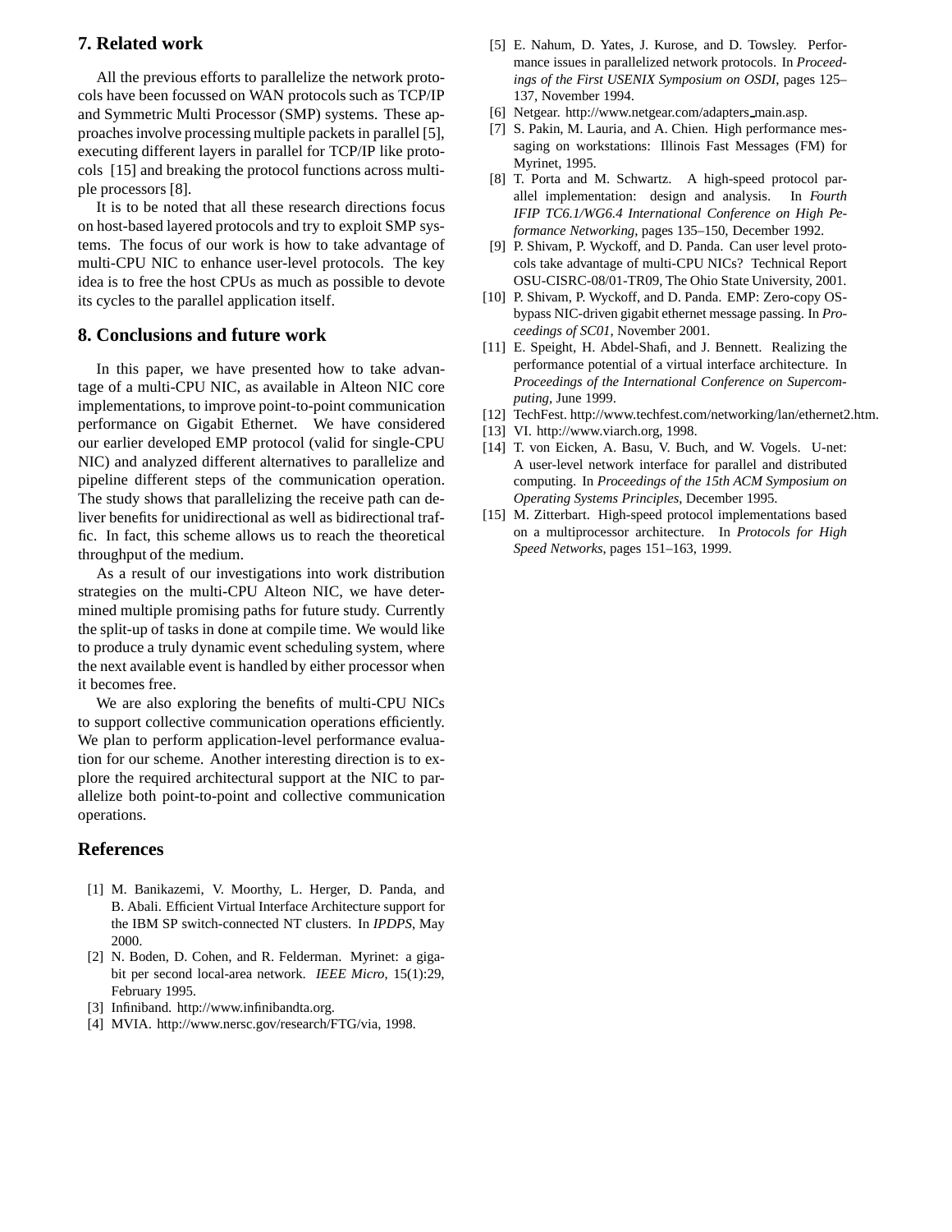## 7. Related work

All the previous efforts to parallelize the network protocols have been focussed on WAN protocols such as TCP/IP and Symmetric Multi Processor (SMP) systems. These approaches involve processing multiple packets in parallel [5], executing different layers in parallel for TCP/IP like protocols [15] and breaking the protocol functions across multiple processors [8].

It is to be noted that all these research directions focus on host-based layered protocols and try to exploit SMP systems. The focus of our work is how to take advantage of multi-CPU NIC to enhance user-level protocols. The key idea is to free the host CPUs as much as possible to devote its cycles to the parallel application itself.

## 8. Conclusions and future work

In this paper, we have presented how to take advantage of a multi-CPU NIC, as available in Alteon NIC core implementations, to improve point-to-point communication performance on Gigabit Ethernet. We have considered our earlier developed EMP protocol (valid for single-CPU NIC) and analyzed different alternatives to parallelize and pipeline different steps of the communication operation. The study shows that parallelizing the receive path can deliver benefits for unidirectional as well as bidirectional traffic. In fact, this scheme allows us to reach the theoretical throughput of the medium.

As a result of our investigations into work distribution strategies on the multi-CPU Alteon NIC, we have determined multiple promising paths for future study. Currently the split-up of tasks in done at compile time. We would like to produce a truly dynamic event scheduling system, where the next available event is handled by either processor when it becomes free.

We are also exploring the benefits of multi-CPU NICs to support collective communication operations efficiently. We plan to perform application-level performance evaluation for our scheme. Another interesting direction is to explore the required architectural support at the NIC to parallelize both point-to-point and collective communication operations.

## References

[1] M. Banikazemi, V. Moorthy, L. Herger, D. Panda, and B. Abali. Efficient Virtual Interface Architecture support for the IBM SP switch-connected NT clusters. In *IPDPS*, May 2000.

[2] N. Boden, D. Cohen, and R. Felderman. Myrinet: a gigabit per second local-area network. *IEEE Micro*, 15(1):29, February 1995.

[3] Infiniband. http://www.infinibandta.org.

[4] MVIA. http://www.nersc.gov/research/FTG/via, 1998.

[5] E. Nahum, D. Yates, J. Kurose, and D. Towsley. Performance issues in parallelized network protocols. In *Proceedings of the First USENIX Symposium on OSDI*, pages 125–137, November 1994.

[6] Netgear. http://www.netgear.com/adapters_main.asp.

[7] S. Pakin, M. Lauria, and A. Chien. High performance messaging on workstations: Illinois Fast Messages (FM) for Myrinet, 1995.

[8] T. Porta and M. Schwartz. A high-speed protocol parallel implementation: design and analysis. In *Fourth IFIP TC6.1/WG6.4 International Conference on High Peformance Networking*, pages 135–150, December 1992.

[9] P. Shivam, P. Wyckoff, and D. Panda. Can user level protocols take advantage of multi-CPU NICs? Technical Report OSU-CISRC-08/01-TR09, The Ohio State University, 2001.

[10] P. Shivam, P. Wyckoff, and D. Panda. EMP: Zero-copy OS-bypass NIC-driven gigabit ethernet message passing. In *Proceedings of SC01*, November 2001.

[11] E. Speight, H. Abdel-Shafi, and J. Bennett. Realizing the performance potential of a virtual interface architecture. In *Proceedings of the International Conference on Supercomputing*, June 1999.

[12] TechFest. http://www.techfest.com/networking/lan/ethernet2.htm.

[13] VI. http://www.viarch.org, 1998.

[14] T. von Eicken, A. Basu, V. Buch, and W. Vogels. U-net: A user-level network interface for parallel and distributed computing. In *Proceedings of the 15th ACM Symposium on Operating Systems Principles*, December 1995.

[15] M. Zitterbart. High-speed protocol implementations based on a multiprocessor architecture. In *Protocols for High Speed Networks*, pages 151–163, 1999.